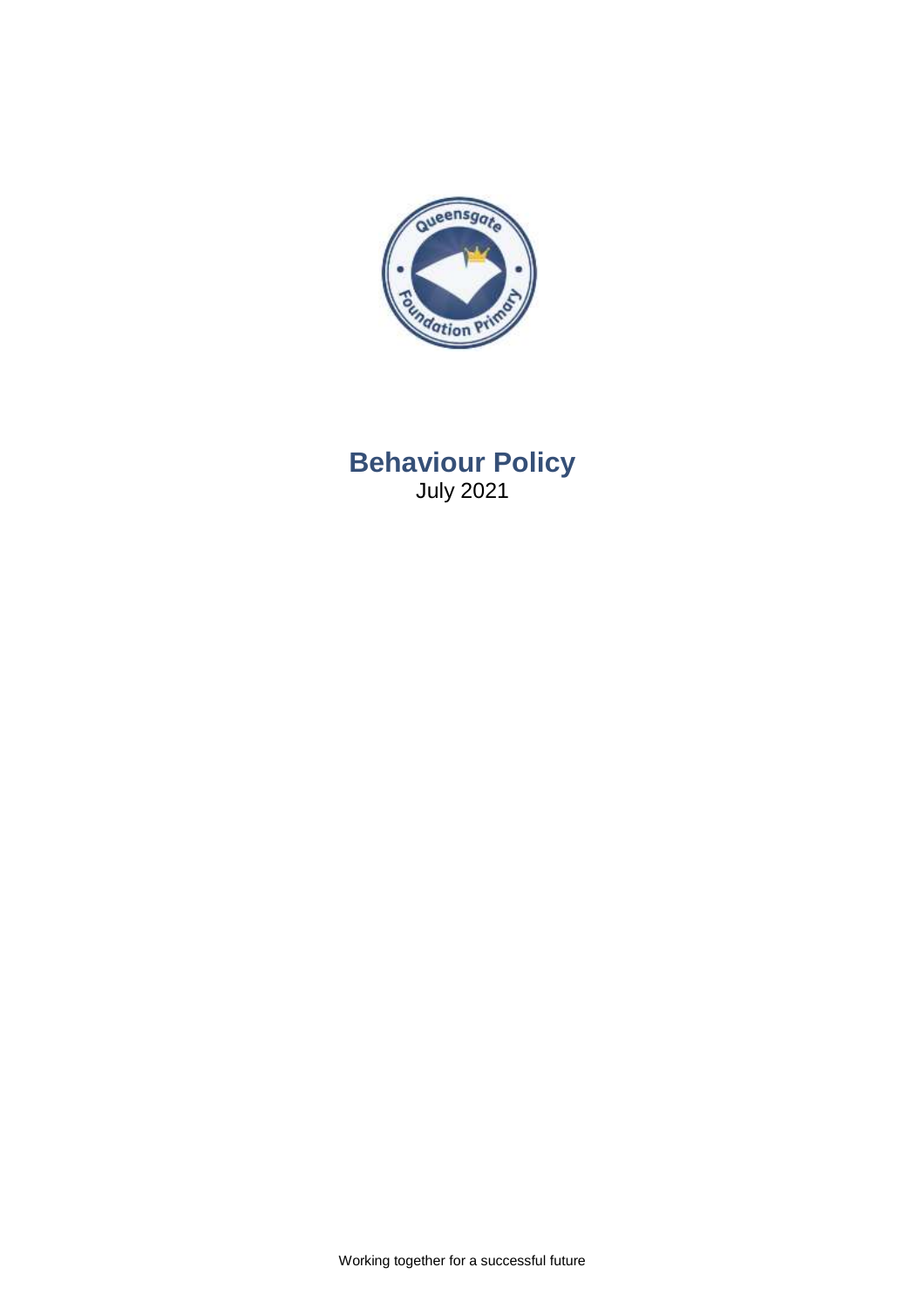# Behaviour Policy

July 2021

Working together for a successful future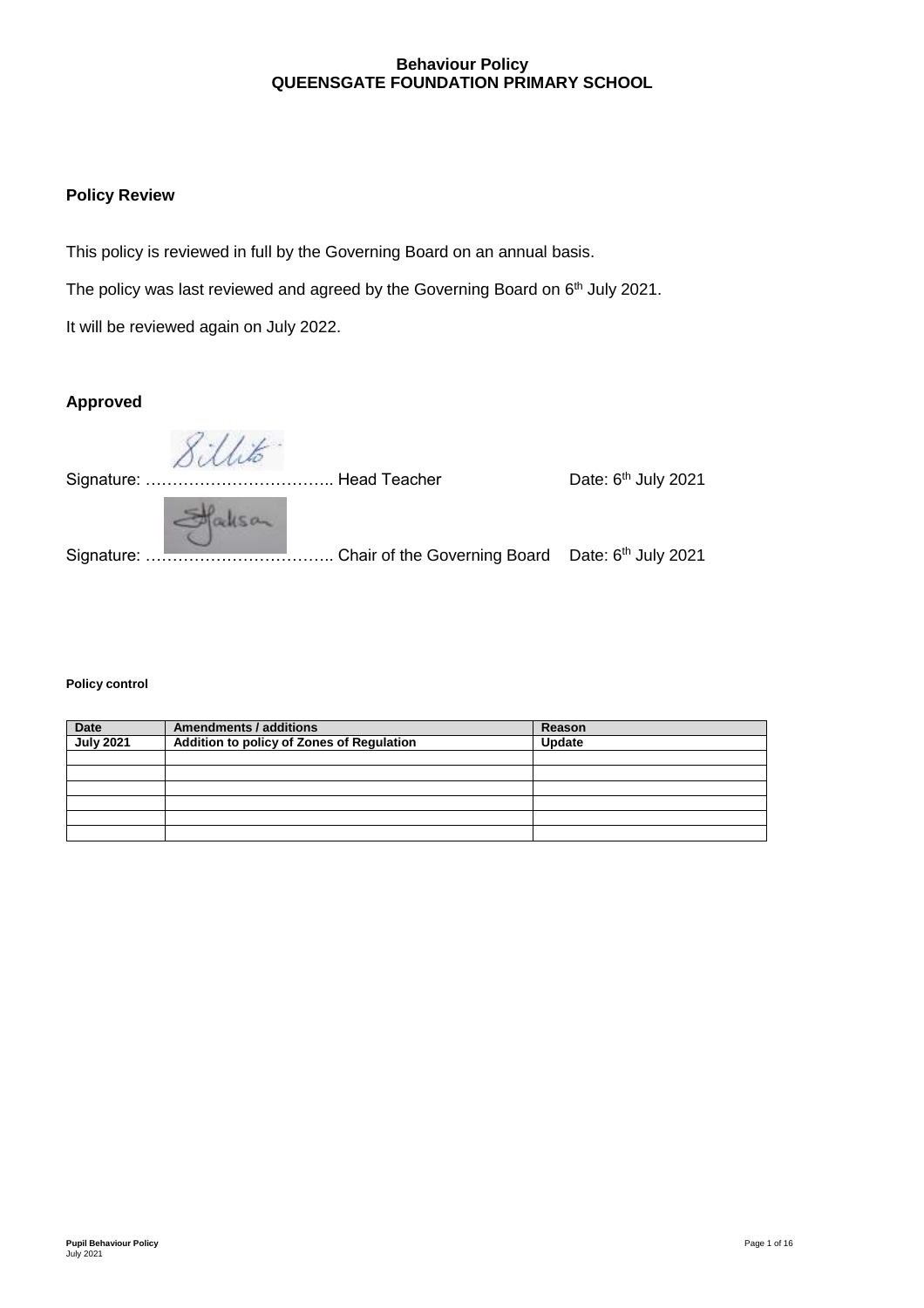**Behaviour Policy**
**QUEENSGATE FOUNDATION PRIMARY SCHOOL**

## Policy Review

This policy is reviewed in full by the Governing Board on an annual basis.

The policy was last reviewed and agreed by the Governing Board on 6th July 2021.

It will be reviewed again on July 2022.

## Approved

Signature: …………………………….. Head Teacher Date: 6th July 2021

Signature: …………………………….. Chair of the Governing Board Date: 6th July 2021

**Policy control**

| Date | Amendments / additions | Reason |
|---|---|---|
| **July 2021** | **Addition to policy of Zones of Regulation** | **Update** |
| | | |
| | | |
| | | |
| | | |
| | | |
| | | |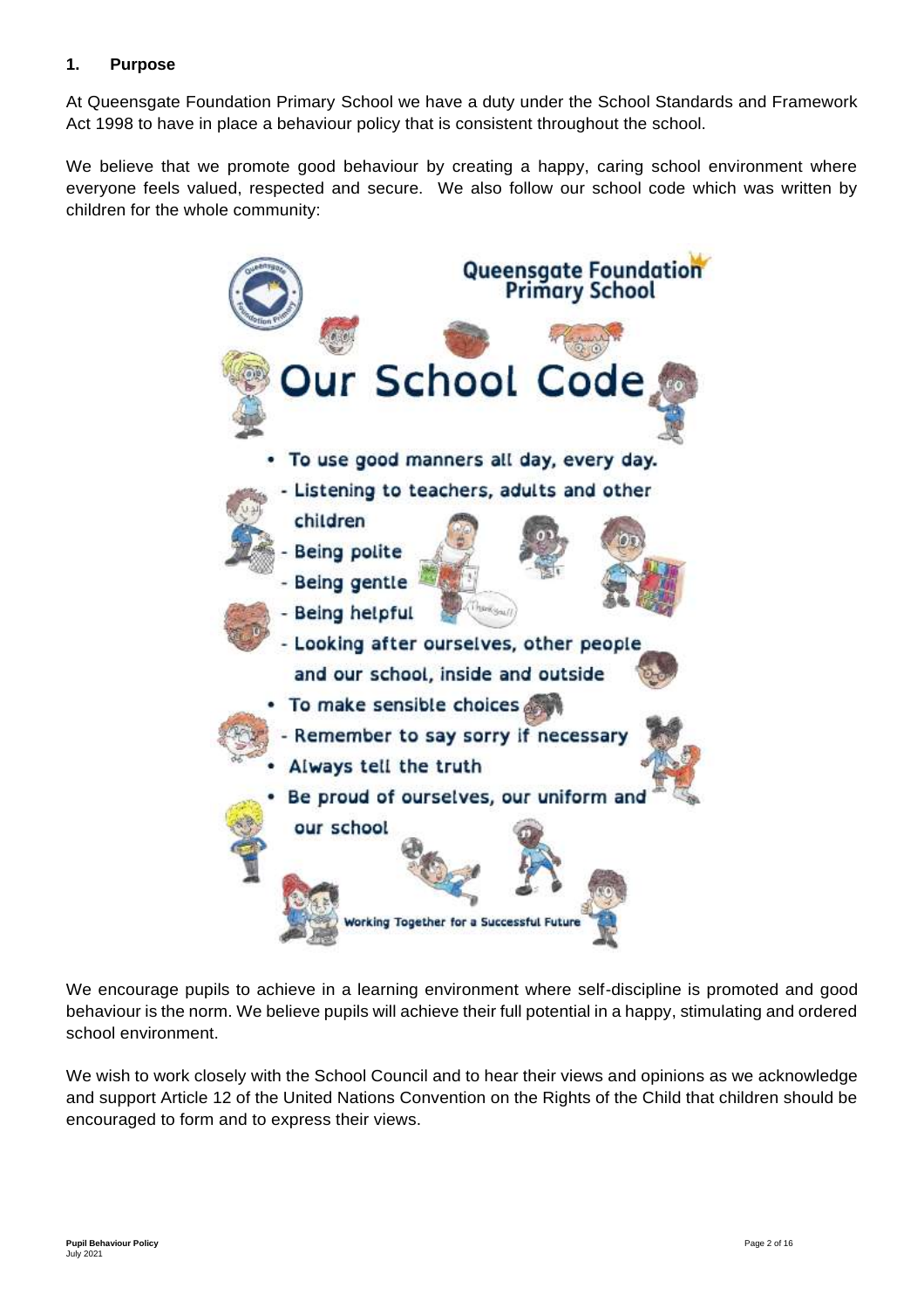## 1. Purpose

At Queensgate Foundation Primary School we have a duty under the School Standards and Framework Act 1998 to have in place a behaviour policy that is consistent throughout the school.

We believe that we promote good behaviour by creating a happy, caring school environment where everyone feels valued, respected and secure. We also follow our school code which was written by children for the whole community:

Queensgate Foundation Primary School

**Our School Code**

- To use good manners all day, every day.
  - Listening to teachers, adults and other children
  - Being polite
  - Being gentle
  - Being helpful
  - Looking after ourselves, other people and our school, inside and outside
- To make sensible choices
  - Remember to say sorry if necessary
- Always tell the truth
- Be proud of ourselves, our uniform and our school

Working Together for a Successful Future

We encourage pupils to achieve in a learning environment where self-discipline is promoted and good behaviour is the norm. We believe pupils will achieve their full potential in a happy, stimulating and ordered school environment.

We wish to work closely with the School Council and to hear their views and opinions as we acknowledge and support Article 12 of the United Nations Convention on the Rights of the Child that children should be encouraged to form and to express their views.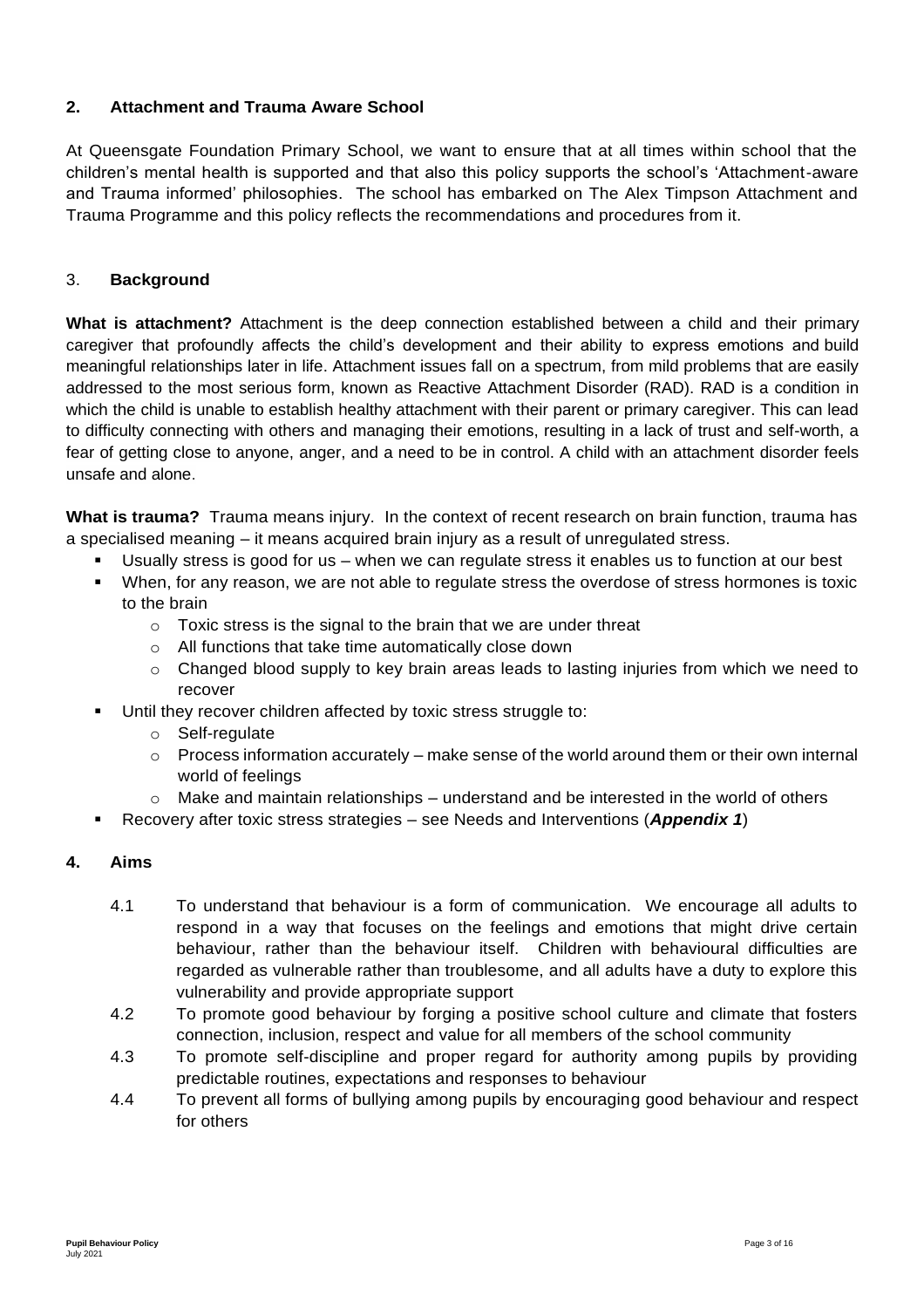## 2. Attachment and Trauma Aware School

At Queensgate Foundation Primary School, we want to ensure that at all times within school that the children's mental health is supported and that also this policy supports the school's 'Attachment-aware and Trauma informed' philosophies. The school has embarked on The Alex Timpson Attachment and Trauma Programme and this policy reflects the recommendations and procedures from it.

## 3. Background

**What is attachment?** Attachment is the deep connection established between a child and their primary caregiver that profoundly affects the child's development and their ability to express emotions and build meaningful relationships later in life. Attachment issues fall on a spectrum, from mild problems that are easily addressed to the most serious form, known as Reactive Attachment Disorder (RAD). RAD is a condition in which the child is unable to establish healthy attachment with their parent or primary caregiver. This can lead to difficulty connecting with others and managing their emotions, resulting in a lack of trust and self-worth, a fear of getting close to anyone, anger, and a need to be in control. A child with an attachment disorder feels unsafe and alone.

**What is trauma?** Trauma means injury. In the context of recent research on brain function, trauma has a specialised meaning – it means acquired brain injury as a result of unregulated stress.

- Usually stress is good for us – when we can regulate stress it enables us to function at our best
- When, for any reason, we are not able to regulate stress the overdose of stress hormones is toxic to the brain
  - Toxic stress is the signal to the brain that we are under threat
  - All functions that take time automatically close down
  - Changed blood supply to key brain areas leads to lasting injuries from which we need to recover
- Until they recover children affected by toxic stress struggle to:
  - Self-regulate
  - Process information accurately – make sense of the world around them or their own internal world of feelings
  - Make and maintain relationships – understand and be interested in the world of others
- Recovery after toxic stress strategies – see Needs and Interventions (***Appendix 1***)

## 4. Aims

4.1 To understand that behaviour is a form of communication. We encourage all adults to respond in a way that focuses on the feelings and emotions that might drive certain behaviour, rather than the behaviour itself. Children with behavioural difficulties are regarded as vulnerable rather than troublesome, and all adults have a duty to explore this vulnerability and provide appropriate support

4.2 To promote good behaviour by forging a positive school culture and climate that fosters connection, inclusion, respect and value for all members of the school community

4.3 To promote self-discipline and proper regard for authority among pupils by providing predictable routines, expectations and responses to behaviour

4.4 To prevent all forms of bullying among pupils by encouraging good behaviour and respect for others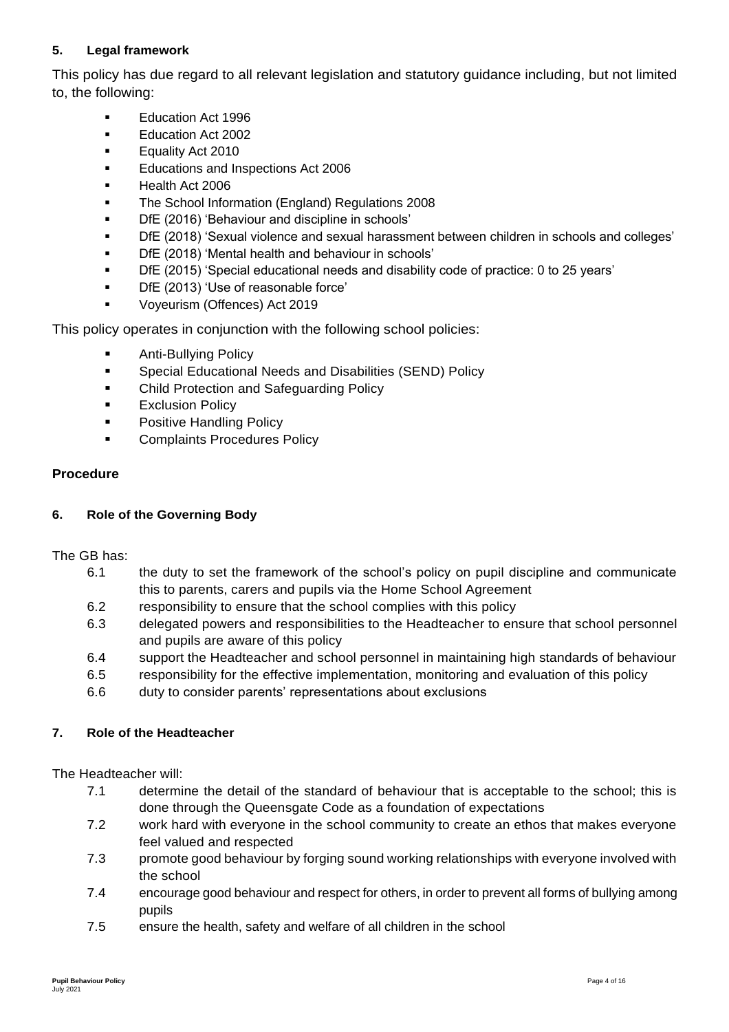### 5. Legal framework

This policy has due regard to all relevant legislation and statutory guidance including, but not limited to, the following:

- Education Act 1996
- Education Act 2002
- Equality Act 2010
- Educations and Inspections Act 2006
- Health Act 2006
- The School Information (England) Regulations 2008
- DfE (2016) 'Behaviour and discipline in schools'
- DfE (2018) 'Sexual violence and sexual harassment between children in schools and colleges'
- DfE (2018) 'Mental health and behaviour in schools'
- DfE (2015) 'Special educational needs and disability code of practice: 0 to 25 years'
- DfE (2013) 'Use of reasonable force'
- Voyeurism (Offences) Act 2019

This policy operates in conjunction with the following school policies:

- Anti-Bullying Policy
- Special Educational Needs and Disabilities (SEND) Policy
- Child Protection and Safeguarding Policy
- Exclusion Policy
- Positive Handling Policy
- Complaints Procedures Policy

## Procedure

### 6. Role of the Governing Body

The GB has:

6.1 the duty to set the framework of the school's policy on pupil discipline and communicate this to parents, carers and pupils via the Home School Agreement

6.2 responsibility to ensure that the school complies with this policy

6.3 delegated powers and responsibilities to the Headteacher to ensure that school personnel and pupils are aware of this policy

6.4 support the Headteacher and school personnel in maintaining high standards of behaviour

6.5 responsibility for the effective implementation, monitoring and evaluation of this policy

6.6 duty to consider parents' representations about exclusions

### 7. Role of the Headteacher

The Headteacher will:

7.1 determine the detail of the standard of behaviour that is acceptable to the school; this is done through the Queensgate Code as a foundation of expectations

7.2 work hard with everyone in the school community to create an ethos that makes everyone feel valued and respected

7.3 promote good behaviour by forging sound working relationships with everyone involved with the school

7.4 encourage good behaviour and respect for others, in order to prevent all forms of bullying among pupils

7.5 ensure the health, safety and welfare of all children in the school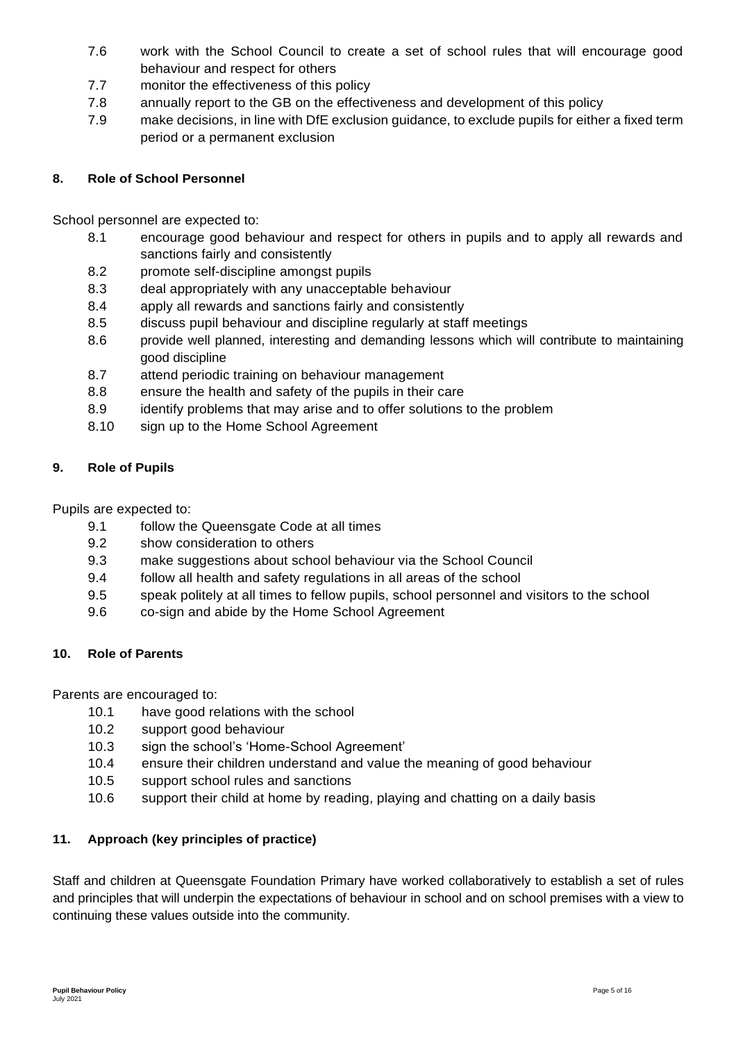7.6 work with the School Council to create a set of school rules that will encourage good behaviour and respect for others

7.7 monitor the effectiveness of this policy

7.8 annually report to the GB on the effectiveness and development of this policy

7.9 make decisions, in line with DfE exclusion guidance, to exclude pupils for either a fixed term period or a permanent exclusion

**8. Role of School Personnel**

School personnel are expected to:

8.1 encourage good behaviour and respect for others in pupils and to apply all rewards and sanctions fairly and consistently

8.2 promote self-discipline amongst pupils

8.3 deal appropriately with any unacceptable behaviour

8.4 apply all rewards and sanctions fairly and consistently

8.5 discuss pupil behaviour and discipline regularly at staff meetings

8.6 provide well planned, interesting and demanding lessons which will contribute to maintaining good discipline

8.7 attend periodic training on behaviour management

8.8 ensure the health and safety of the pupils in their care

8.9 identify problems that may arise and to offer solutions to the problem

8.10 sign up to the Home School Agreement

**9. Role of Pupils**

Pupils are expected to:

9.1 follow the Queensgate Code at all times

9.2 show consideration to others

9.3 make suggestions about school behaviour via the School Council

9.4 follow all health and safety regulations in all areas of the school

9.5 speak politely at all times to fellow pupils, school personnel and visitors to the school

9.6 co-sign and abide by the Home School Agreement

**10. Role of Parents**

Parents are encouraged to:

10.1 have good relations with the school

10.2 support good behaviour

10.3 sign the school's 'Home-School Agreement'

10.4 ensure their children understand and value the meaning of good behaviour

10.5 support school rules and sanctions

10.6 support their child at home by reading, playing and chatting on a daily basis

**11. Approach (key principles of practice)**

Staff and children at Queensgate Foundation Primary have worked collaboratively to establish a set of rules and principles that will underpin the expectations of behaviour in school and on school premises with a view to continuing these values outside into the community.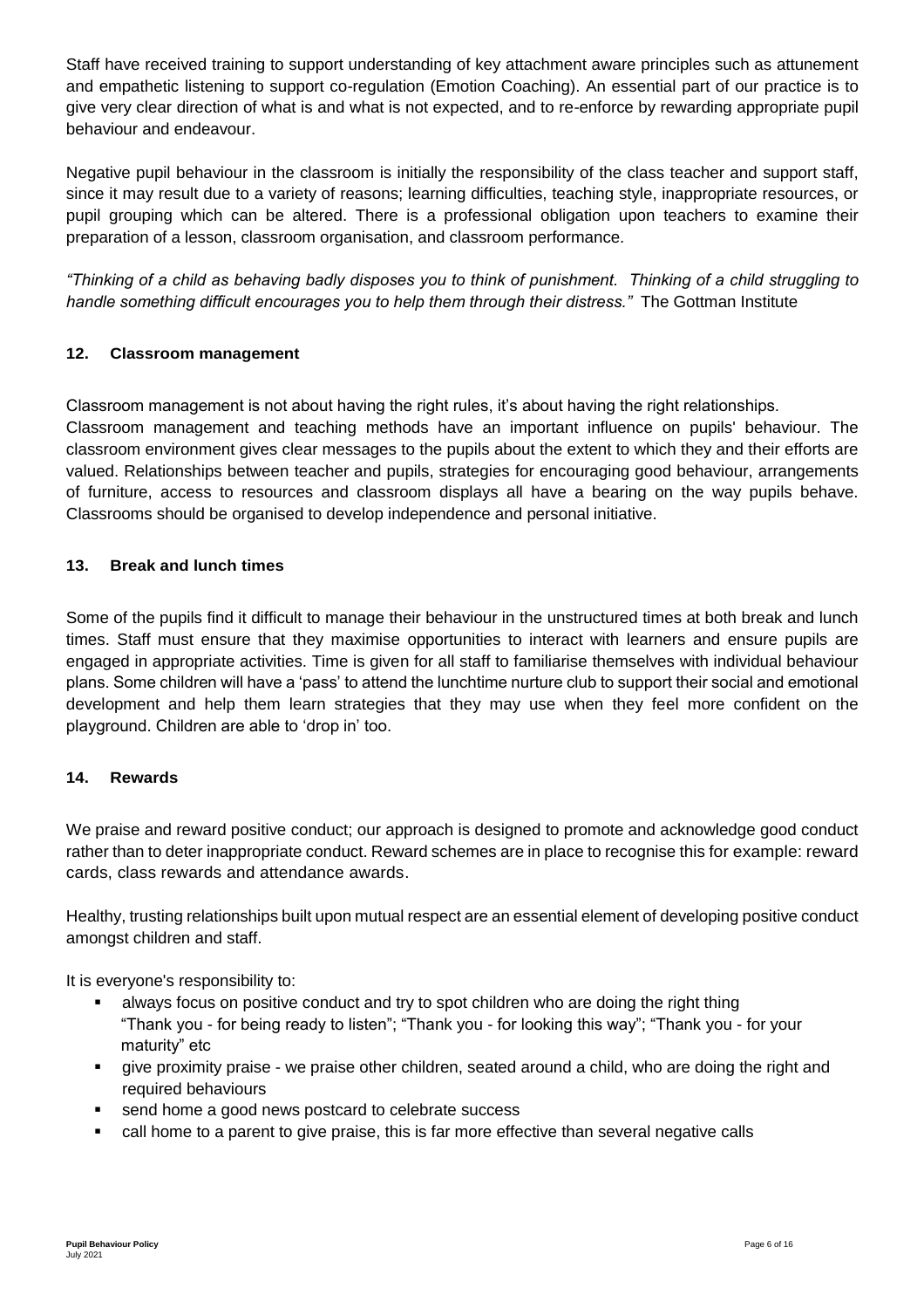Staff have received training to support understanding of key attachment aware principles such as attunement and empathetic listening to support co-regulation (Emotion Coaching). An essential part of our practice is to give very clear direction of what is and what is not expected, and to re-enforce by rewarding appropriate pupil behaviour and endeavour.

Negative pupil behaviour in the classroom is initially the responsibility of the class teacher and support staff, since it may result due to a variety of reasons; learning difficulties, teaching style, inappropriate resources, or pupil grouping which can be altered. There is a professional obligation upon teachers to examine their preparation of a lesson, classroom organisation, and classroom performance.

*"Thinking of a child as behaving badly disposes you to think of punishment. Thinking of a child struggling to handle something difficult encourages you to help them through their distress."* The Gottman Institute

## 12. Classroom management

Classroom management is not about having the right rules, it's about having the right relationships.
Classroom management and teaching methods have an important influence on pupils' behaviour. The classroom environment gives clear messages to the pupils about the extent to which they and their efforts are valued. Relationships between teacher and pupils, strategies for encouraging good behaviour, arrangements of furniture, access to resources and classroom displays all have a bearing on the way pupils behave. Classrooms should be organised to develop independence and personal initiative.

## 13. Break and lunch times

Some of the pupils find it difficult to manage their behaviour in the unstructured times at both break and lunch times. Staff must ensure that they maximise opportunities to interact with learners and ensure pupils are engaged in appropriate activities. Time is given for all staff to familiarise themselves with individual behaviour plans. Some children will have a 'pass' to attend the lunchtime nurture club to support their social and emotional development and help them learn strategies that they may use when they feel more confident on the playground. Children are able to 'drop in' too.

## 14. Rewards

We praise and reward positive conduct; our approach is designed to promote and acknowledge good conduct rather than to deter inappropriate conduct. Reward schemes are in place to recognise this for example: reward cards, class rewards and attendance awards.

Healthy, trusting relationships built upon mutual respect are an essential element of developing positive conduct amongst children and staff.

It is everyone's responsibility to:

- always focus on positive conduct and try to spot children who are doing the right thing "Thank you - for being ready to listen"; "Thank you - for looking this way"; "Thank you - for your maturity" etc
- give proximity praise - we praise other children, seated around a child, who are doing the right and required behaviours
- send home a good news postcard to celebrate success
- call home to a parent to give praise, this is far more effective than several negative calls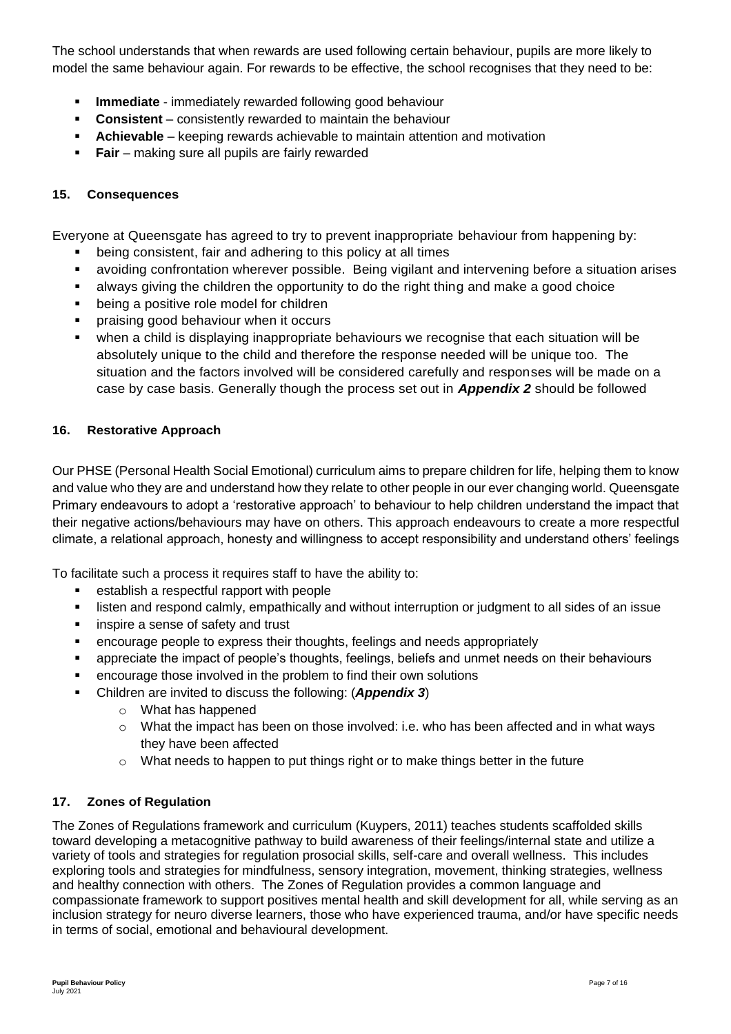The school understands that when rewards are used following certain behaviour, pupils are more likely to model the same behaviour again. For rewards to be effective, the school recognises that they need to be:

- **Immediate** - immediately rewarded following good behaviour
- **Consistent** – consistently rewarded to maintain the behaviour
- **Achievable** – keeping rewards achievable to maintain attention and motivation
- **Fair** – making sure all pupils are fairly rewarded

## 15. Consequences

Everyone at Queensgate has agreed to try to prevent inappropriate behaviour from happening by:

- being consistent, fair and adhering to this policy at all times
- avoiding confrontation wherever possible. Being vigilant and intervening before a situation arises
- always giving the children the opportunity to do the right thing and make a good choice
- being a positive role model for children
- praising good behaviour when it occurs
- when a child is displaying inappropriate behaviours we recognise that each situation will be absolutely unique to the child and therefore the response needed will be unique too. The situation and the factors involved will be considered carefully and responses will be made on a case by case basis. Generally though the process set out in ***Appendix 2*** should be followed

## 16. Restorative Approach

Our PHSE (Personal Health Social Emotional) curriculum aims to prepare children for life, helping them to know and value who they are and understand how they relate to other people in our ever changing world. Queensgate Primary endeavours to adopt a 'restorative approach' to behaviour to help children understand the impact that their negative actions/behaviours may have on others. This approach endeavours to create a more respectful climate, a relational approach, honesty and willingness to accept responsibility and understand others' feelings

To facilitate such a process it requires staff to have the ability to:

- establish a respectful rapport with people
- listen and respond calmly, empathically and without interruption or judgment to all sides of an issue
- inspire a sense of safety and trust
- encourage people to express their thoughts, feelings and needs appropriately
- appreciate the impact of people's thoughts, feelings, beliefs and unmet needs on their behaviours
- encourage those involved in the problem to find their own solutions
- Children are invited to discuss the following: (***Appendix 3***)
  - What has happened
  - What the impact has been on those involved: i.e. who has been affected and in what ways they have been affected
  - What needs to happen to put things right or to make things better in the future

## 17. Zones of Regulation

The Zones of Regulations framework and curriculum (Kuypers, 2011) teaches students scaffolded skills toward developing a metacognitive pathway to build awareness of their feelings/internal state and utilize a variety of tools and strategies for regulation prosocial skills, self-care and overall wellness. This includes exploring tools and strategies for mindfulness, sensory integration, movement, thinking strategies, wellness and healthy connection with others. The Zones of Regulation provides a common language and compassionate framework to support positives mental health and skill development for all, while serving as an inclusion strategy for neuro diverse learners, those who have experienced trauma, and/or have specific needs in terms of social, emotional and behavioural development.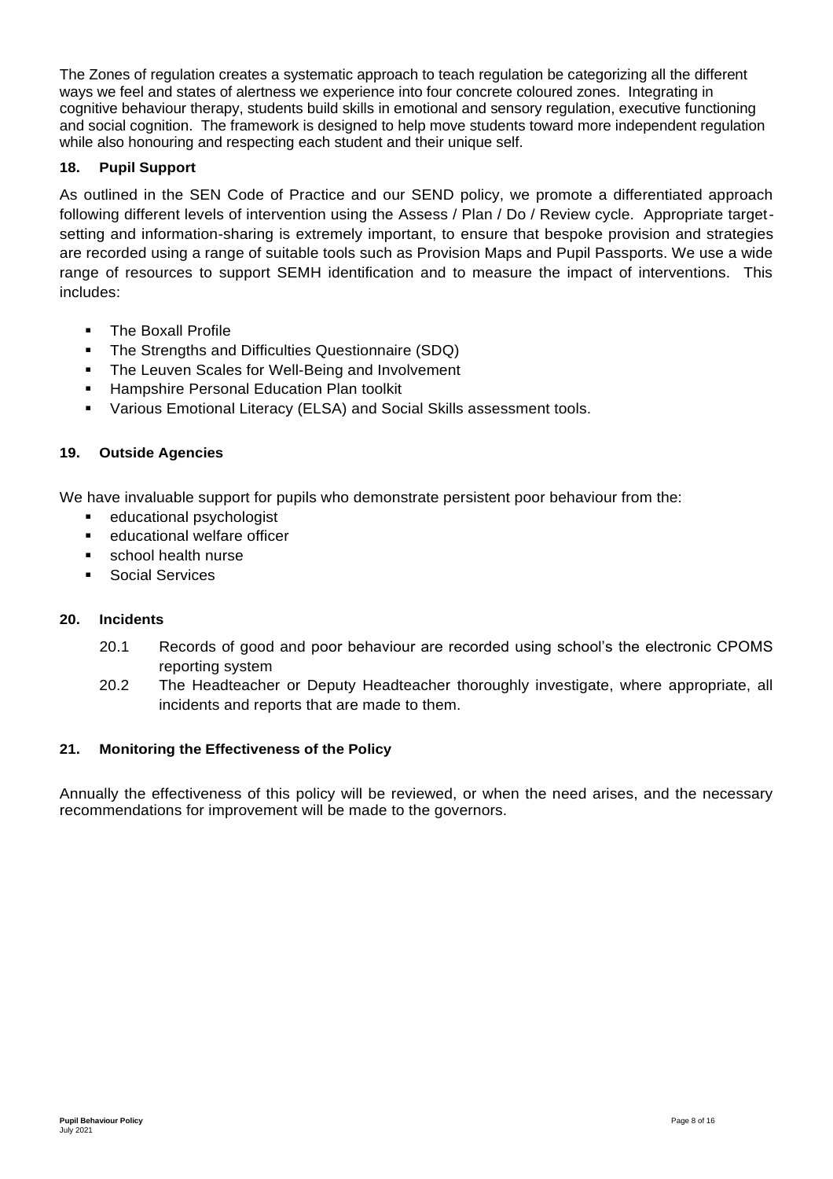The Zones of regulation creates a systematic approach to teach regulation be categorizing all the different ways we feel and states of alertness we experience into four concrete coloured zones. Integrating in cognitive behaviour therapy, students build skills in emotional and sensory regulation, executive functioning and social cognition. The framework is designed to help move students toward more independent regulation while also honouring and respecting each student and their unique self.

### 18. Pupil Support

As outlined in the SEN Code of Practice and our SEND policy, we promote a differentiated approach following different levels of intervention using the Assess / Plan / Do / Review cycle. Appropriate target-setting and information-sharing is extremely important, to ensure that bespoke provision and strategies are recorded using a range of suitable tools such as Provision Maps and Pupil Passports. We use a wide range of resources to support SEMH identification and to measure the impact of interventions. This includes:

- The Boxall Profile
- The Strengths and Difficulties Questionnaire (SDQ)
- The Leuven Scales for Well-Being and Involvement
- Hampshire Personal Education Plan toolkit
- Various Emotional Literacy (ELSA) and Social Skills assessment tools.

### 19. Outside Agencies

We have invaluable support for pupils who demonstrate persistent poor behaviour from the:

- educational psychologist
- educational welfare officer
- school health nurse
- Social Services

### 20. Incidents

20.1 Records of good and poor behaviour are recorded using school's the electronic CPOMS reporting system

20.2 The Headteacher or Deputy Headteacher thoroughly investigate, where appropriate, all incidents and reports that are made to them.

### 21. Monitoring the Effectiveness of the Policy

Annually the effectiveness of this policy will be reviewed, or when the need arises, and the necessary recommendations for improvement will be made to the governors.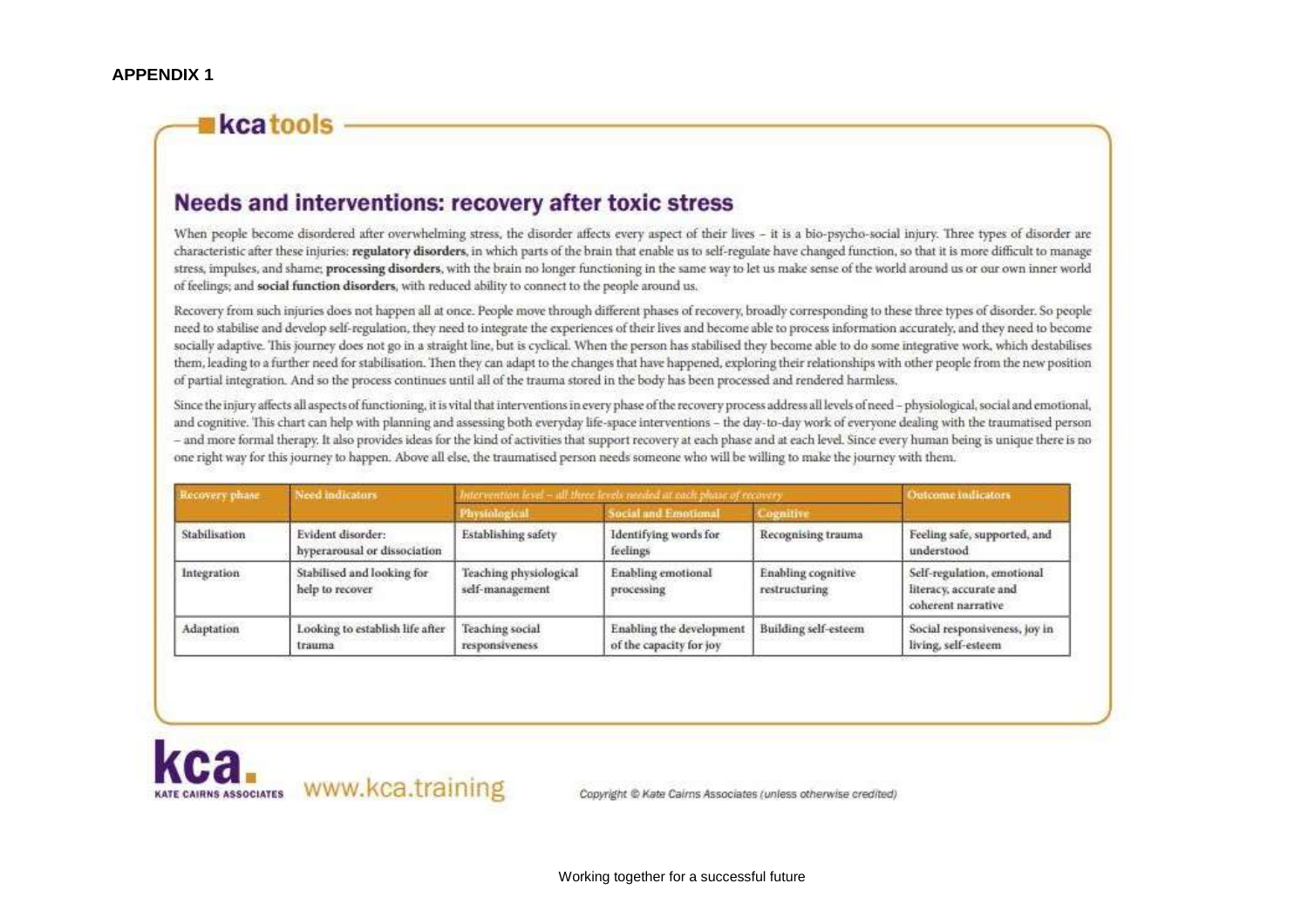**APPENDIX 1**

**kca tools**

## Needs and interventions: recovery after toxic stress

When people become disordered after overwhelming stress, the disorder affects every aspect of their lives – it is a bio-psycho-social injury. Three types of disorder are characteristic after these injuries: **regulatory disorders**, in which parts of the brain that enable us to self-regulate have changed function, so that it is more difficult to manage stress, impulses, and shame; **processing disorders**, with the brain no longer functioning in the same way to let us make sense of the world around us or our own inner world of feelings; and **social function disorders**, with reduced ability to connect to the people around us.

Recovery from such injuries does not happen all at once. People move through different phases of recovery, broadly corresponding to these three types of disorder. So people need to stabilise and develop self-regulation, they need to integrate the experiences of their lives and become able to process information accurately, and they need to become socially adaptive. This journey does not go in a straight line, but is cyclical. When the person has stabilised they become able to do some integrative work, which destabilises them, leading to a further need for stabilisation. Then they can adapt to the changes that have happened, exploring their relationships with other people from the new position of partial integration. And so the process continues until all of the trauma stored in the body has been processed and rendered harmless.

Since the injury affects all aspects of functioning, it is vital that interventions in every phase of the recovery process address all levels of need – physiological, social and emotional, and cognitive. This chart can help with planning and assessing both everyday life-space interventions – the day-to-day work of everyone dealing with the traumatised person – and more formal therapy. It also provides ideas for the kind of activities that support recovery at each phase and at each level. Since every human being is unique there is no one right way for this journey to happen. Above all else, the traumatised person needs someone who will be willing to make the journey with them.

| Recovery phase | Need indicators | *Intervention level – all three levels needed at each phase of recovery* | | | Outcome indicators |
|---|---|---|---|---|---|
| | | Physiological | Social and Emotional | Cognitive | |
| Stabilisation | Evident disorder: hyperarousal or dissociation | Establishing safety | Identifying words for feelings | Recognising trauma | Feeling safe, supported, and understood |
| Integration | Stabilised and looking for help to recover | Teaching physiological self-management | Enabling emotional processing | Enabling cognitive restructuring | Self-regulation, emotional literacy, accurate and coherent narrative |
| Adaptation | Looking to establish life after trauma | Teaching social responsiveness | Enabling the development of the capacity for joy | Building self-esteem | Social responsiveness, joy in living, self-esteem |

**kca.** KATE CAIRNS ASSOCIATES www.kca.training

Copyright © Kate Cairns Associates (unless otherwise credited)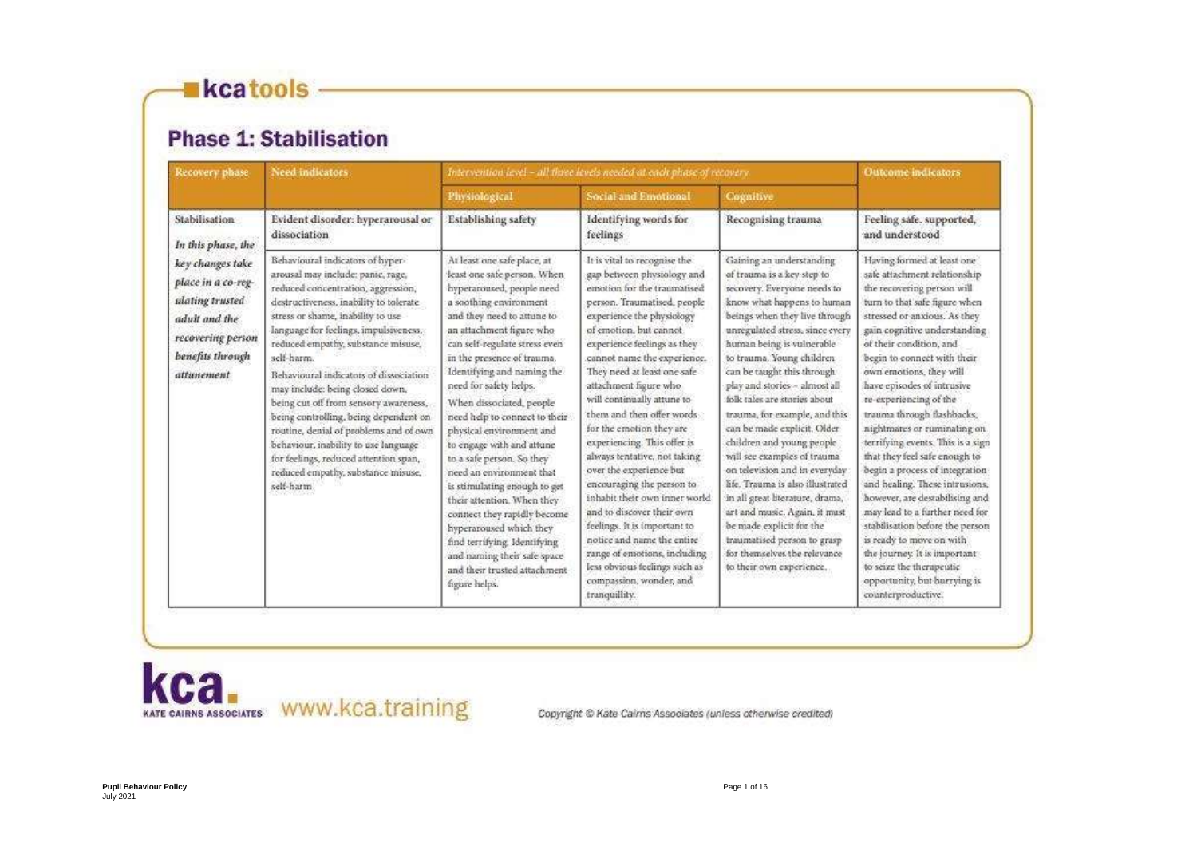kcatools

## Phase 1: Stabilisation

| Recovery phase | Need indicators | Intervention level – all three levels needed at each phase of recovery | | | Outcome indicators |
|---|---|---|---|---|---|
| | | Physiological | Social and Emotional | Cognitive | |
| Stabilisation | Evident disorder: hyperarousal or dissociation | Establishing safety | Identifying words for feelings | Recognising trauma | Feeling safe, supported, and understood |
| *In this phase, the key changes take place in a co-regulating trusted adult and the recovering person benefits through attunement* | Behavioural indicators of hyper-arousal may include: panic, rage, reduced concentration, aggression, destructiveness, inability to tolerate stress or shame, inability to use language for feelings, impulsiveness, reduced empathy, substance misuse, self-harm. Behavioural indicators of dissociation may include: being closed down, being cut off from sensory awareness, being controlling, being dependent on routine, denial of problems and of own behaviour, inability to use language for feelings, reduced attention span, reduced empathy, substance misuse, self-harm. | At least one safe place, at least one safe person. When hyperaroused, people need a soothing environment and they need to attune to an attachment figure who can self-regulate stress even in the presence of trauma. Identifying and naming the need for safety helps. When dissociated, people need help to connect to their physical environment and to engage with and attune to a safe person. So they need an environment that is stimulating enough to get their attention. When they connect they rapidly become hyperaroused which they find terrifying. Identifying and naming their safe space and their trusted attachment figure helps. | It is vital to recognise the gap between physiology and emotion for the traumatised person. Traumatised, people experience the physiology of emotion, but cannot experience feelings as they cannot name the experience. They need at least one safe attachment figure who will continually attune to them and then offer words for the emotion they are experiencing. This offer is always tentative, not taking over the experience but encouraging the person to inhabit their own inner world and to discover their own feelings. It is important to notice and name the entire range of emotions, including less obvious feelings such as compassion, wonder, and tranquillity. | Gaining an understanding of trauma is a key step to recovery. Everyone needs to know what happens to human beings when they live through unregulated stress, since every human being is vulnerable to trauma. Young children can be taught this through play and stories – almost all folk tales are stories about trauma, for example, and this can be made explicit. Older children and young people will see examples of trauma on television and in everyday life. Trauma is also illustrated in all great literature, drama, art and music. Again, it must be made explicit for the traumatised person to grasp for themselves the relevance to their own experience. | Having formed at least one safe attachment relationship the recovering person will turn to that safe figure when stressed or anxious. As they gain cognitive understanding of their condition, and begin to connect with their own emotions, they will have episodes of intrusive re-experiencing of the trauma through flashbacks, nightmares or ruminating on terrifying events. This is a sign that they feel safe enough to begin a process of integration and healing. These intrusions, however, are destabilising and may lead to a further need for stabilisation before the person is ready to move on with the journey. It is important to seize the therapeutic opportunity, but hurrying is counterproductive. |

kca. KATE CAIRNS ASSOCIATES www.kca.training

Copyright © Kate Cairns Associates (unless otherwise credited)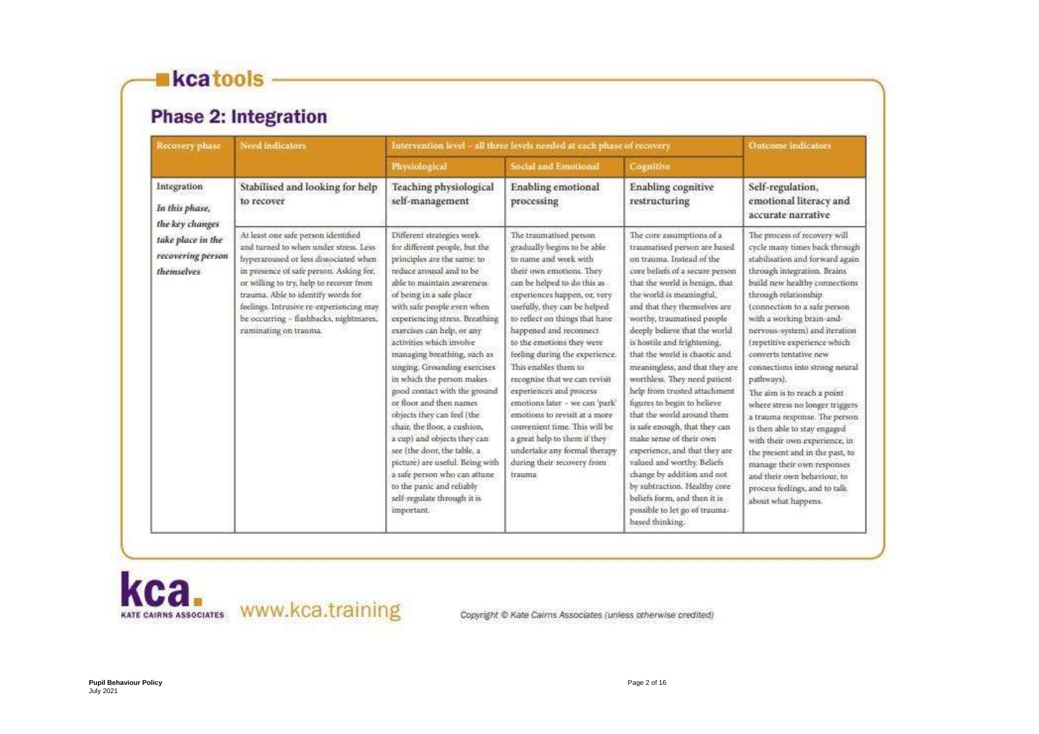**kca tools**

## Phase 2: Integration

| Recovery phase | Need indicators | Intervention level – all three levels needed at each phase of recovery | | | Outcome indicators |
|---|---|---|---|---|---|
| | | Physiological | Social and Emotional | Cognitive | |
| Integration | Stabilised and looking for help to recover | Teaching physiological self-management | Enabling emotional processing | Enabling cognitive restructuring | Self-regulation, emotional literacy and accurate narrative |
| *In this phase, the key changes take place in the recovering person themselves* | At least one safe person identified and turned to when under stress. Less hyperaroused or less dissociated when in presence of safe person. Asking for, or willing to try, help to recover from trauma. Able to identify words for feelings. Intrusive re-experiencing may be occurring – flashbacks, nightmares, ruminating on trauma. | Different strategies work for different people, but the principles are the same: to reduce arousal and to be able to maintain awareness of being in a safe place with safe people even when experiencing stress. Breathing exercises can help, or any activities which involve managing breathing, such as singing. Grounding exercises in which the person makes good contact with the ground or floor and then names objects they can feel (the chair, the floor, a cushion, a cup) and objects they can see (the door, the table, a picture) are useful. Being with a safe person who can attune to the panic and reliably self-regulate through it is important. | The traumatised person gradually begins to be able to name and work with their own emotions. They can be helped to do this as experiences happen, or, very usefully, they can be helped to reflect on things that have happened and reconnect to the emotions they were feeling during the experience. This enables them to recognise that we can revisit experiences and process emotions later – we can 'park' emotions to revisit at a more convenient time. This will be a great help to them if they undertake any formal therapy during their recovery from trauma | The core assumptions of a traumatised person are based on trauma. Instead of the core beliefs of a secure person that the world is benign, that the world is meaningful, and that they themselves are worthy, traumatised people deeply believe that the world is hostile and frightening, that the world is chaotic and meaningless, and that they are worthless. They need patient help from trusted attachment figures to begin to believe that the world around them is safe enough, that they can make sense of their own experience, and that they are valued and worthy. Beliefs change by addition and not by subtraction. Healthy core beliefs form, and then it is possible to let go of trauma-based thinking. | The process of recovery will cycle many times back through stabilisation and forward again through integration. Brains build new healthy connections through relationship (connection to a safe person with a working brain-and-nervous-system) and iteration (repetitive experience which converts tentative new connections into strong neural pathways). The aim is to reach a point where stress no longer triggers a trauma response. The person is then able to stay engaged with their own experience, in the present and in the past, to manage their own responses and their own behaviour, to process feelings, and to talk about what happens. |

**kca.** KATE CAIRNS ASSOCIATES www.kca.training

Copyright © Kate Cairns Associates (unless otherwise credited)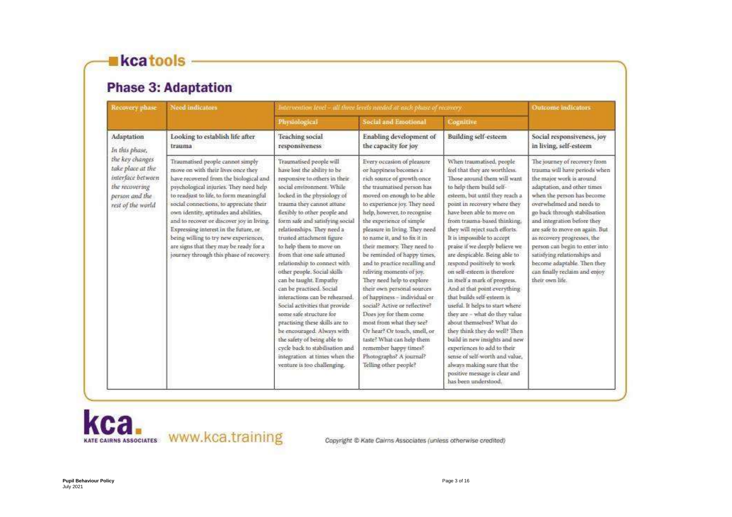kcatools

## Phase 3: Adaptation

| Recovery phase | Need indicators | Intervention level – all three levels needed at each phase of recovery | | | Outcome indicators |
|---|---|---|---|---|---|
| | | Physiological | Social and Emotional | Cognitive | |
| Adaptation<br>*In this phase, the key changes take place at the interface between the recovering person and the rest of the world* | Looking to establish life after trauma<br><br>Traumatised people cannot simply move on with their lives once they have recovered from the biological and psychological injuries. They need help to readjust to life, to form meaningful social connections, to appreciate their own identity, aptitudes and abilities, and to recover or discover joy in living. Expressing interest in the future, or being willing to try new experiences, are signs that they may be ready for a journey through this phase of recovery. | Teaching social responsiveness<br><br>Traumatised people will have lost the ability to be responsive to others in their social environment. While locked in the physiology of trauma they cannot attune flexibly to other people and form safe and satisfying social relationships. They need a trusted attachment figure to help them to move on from that one safe attuned relationship to connect with other people. Social skills can be taught. Empathy can be practised. Social interactions can be rehearsed. Social activities that provide some safe structure for practising these skills are to be encouraged. Always with the safety of being able to cycle back to stabilisation and integration at times when the venture is too challenging. | Enabling development of the capacity for joy<br><br>Every occasion of pleasure or happiness becomes a rich source of growth once the traumatised person has moved on enough to be able to experience joy. They need help, however, to recognise the experience of simple pleasure in living. They need to name it, and to fix it in their memory. They need to be reminded of happy times, and to practice recalling and reliving moments of joy. They need help to explore their own personal sources of happiness – individual or social? Active or reflective? Does joy for them come most from what they see? Or hear? Or touch, smell, or taste? What can help them remember happy times? Photographs? A journal? Telling other people? | Building self-esteem<br><br>When traumatised, people feel that they are worthless. Those around them will want to help them build self-esteem, but until they reach a point in recovery where they have been able to move on from trauma-based thinking, they will reject such efforts. It is impossible to accept praise if we deeply believe we are despicable. Being able to respond positively to work on self-esteem is therefore in itself a mark of progress. And at that point everything that builds self-esteem is useful. It helps to start where they are – what do they value about themselves? What do they think they do well? Then build in new insights and new experiences to add to their sense of self-worth and value, always making sure that the positive message is clear and has been understood. | Social responsiveness, joy in living, self-esteem<br><br>The journey of recovery from trauma will have periods when the major work is around adaptation, and other times when the person has become overwhelmed and needs to go back through stabilisation and integration before they are safe to move on again. But as recovery progresses, the person can begin to enter into satisfying relationships and become adaptable. Then they can finally reclaim and enjoy their own life. |

kca. KATE CAIRNS ASSOCIATES www.kca.training

Copyright © Kate Cairns Associates (unless otherwise credited)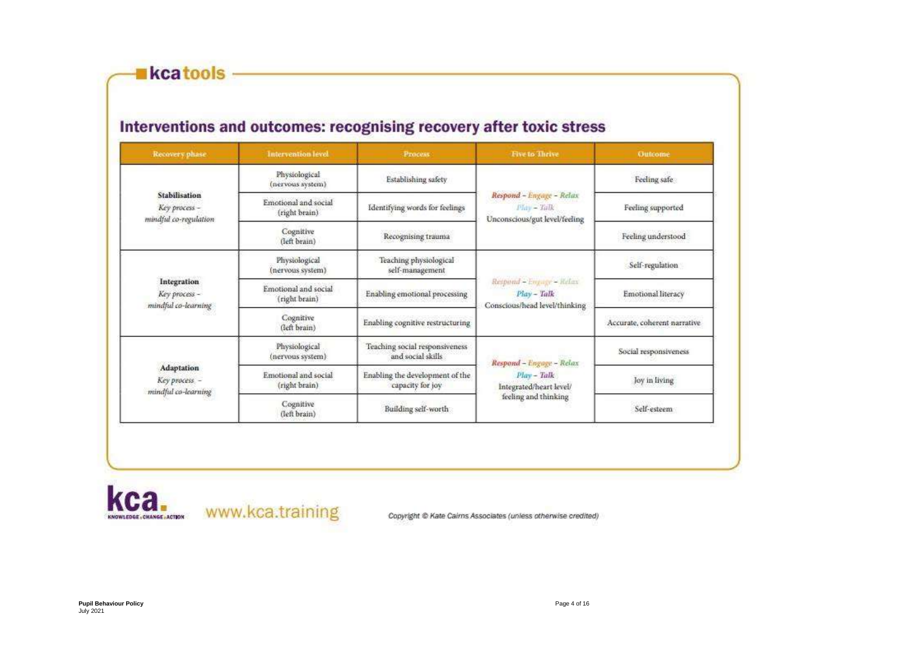**kca tools**

## Interventions and outcomes: recognising recovery after toxic stress

| Recovery phase | Intervention level | Process | Five to Thrive | Outcome |
|---|---|---|---|---|
| **Stabilisation** *Key process – mindful co-regulation* | Physiological (nervous system) | Establishing safety | *Respond – Engage – Relax* *Play – Talk* Unconscious/gut level/feeling | Feeling safe |
| | Emotional and social (right brain) | Identifying words for feelings | | Feeling supported |
| | Cognitive (left brain) | Recognising trauma | | Feeling understood |
| **Integration** *Key process – mindful co-learning* | Physiological (nervous system) | Teaching physiological self-management | *Respond – Engage – Relax* *Play – Talk* Conscious/head level/thinking | Self-regulation |
| | Emotional and social (right brain) | Enabling emotional processing | | Emotional literacy |
| | Cognitive (left brain) | Enabling cognitive restructuring | | Accurate, coherent narrative |
| **Adaptation** *Key process – mindful co-learning* | Physiological (nervous system) | Teaching social responsiveness and social skills | *Respond – Engage – Relax* *Play – Talk* Integrated/heart level/ feeling and thinking | Social responsiveness |
| | Emotional and social (right brain) | Enabling the development of the capacity for joy | | Joy in living |
| | Cognitive (left brain) | Building self-worth | | Self-esteem |

**kca.** KNOWLEDGE : CHANGE : ACTION www.kca.training

*Copyright © Kate Cairns Associates (unless otherwise credited)*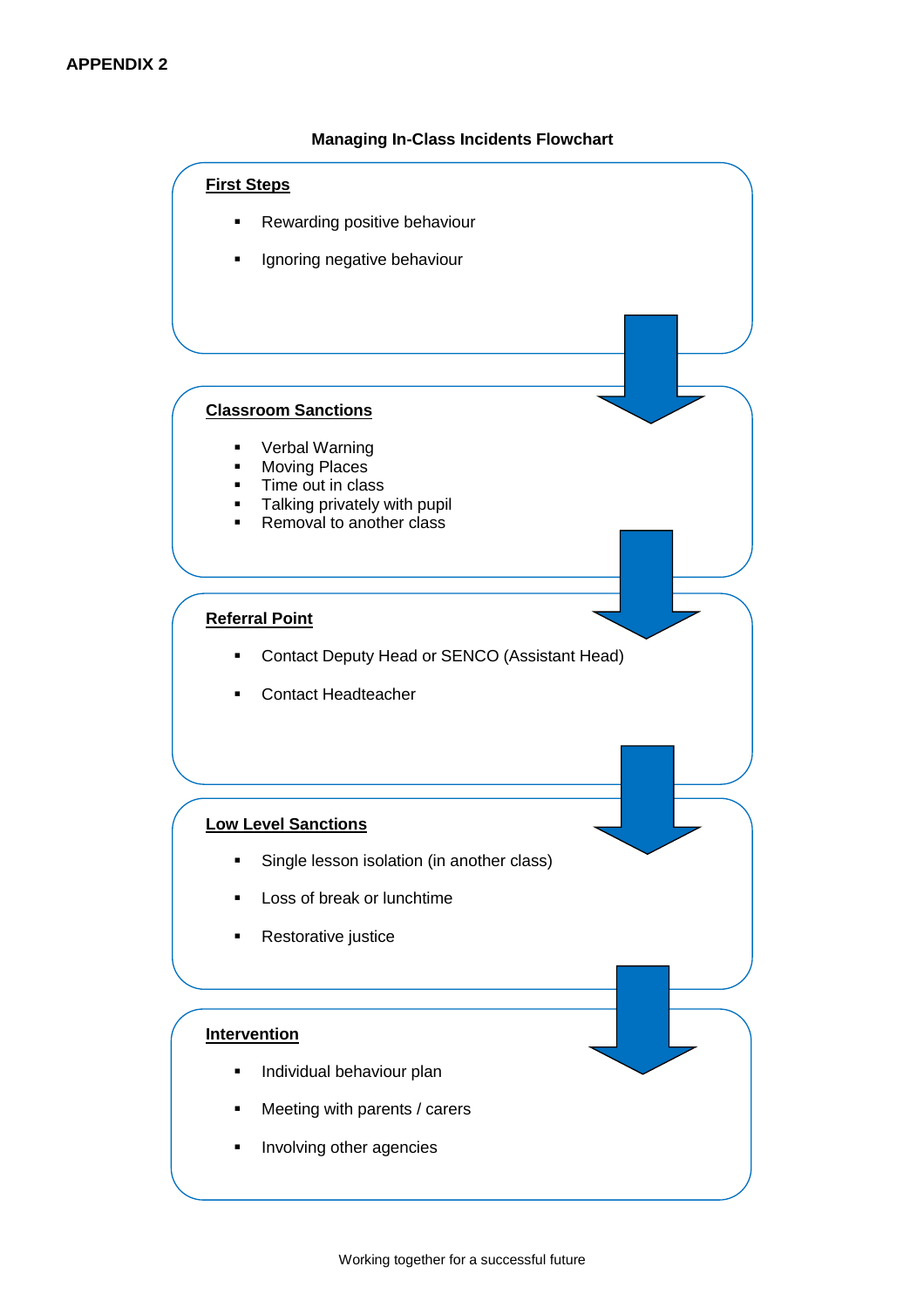**APPENDIX 2**

### Managing In-Class Incidents Flowchart

**First Steps**

- Rewarding positive behaviour
- Ignoring negative behaviour

↓

**Classroom Sanctions**

- Verbal Warning
- Moving Places
- Time out in class
- Talking privately with pupil
- Removal to another class

↓

**Referral Point**

- Contact Deputy Head or SENCO (Assistant Head)
- Contact Headteacher

↓

**Low Level Sanctions**

- Single lesson isolation (in another class)
- Loss of break or lunchtime
- Restorative justice

↓

**Intervention**

- Individual behaviour plan
- Meeting with parents / carers
- Involving other agencies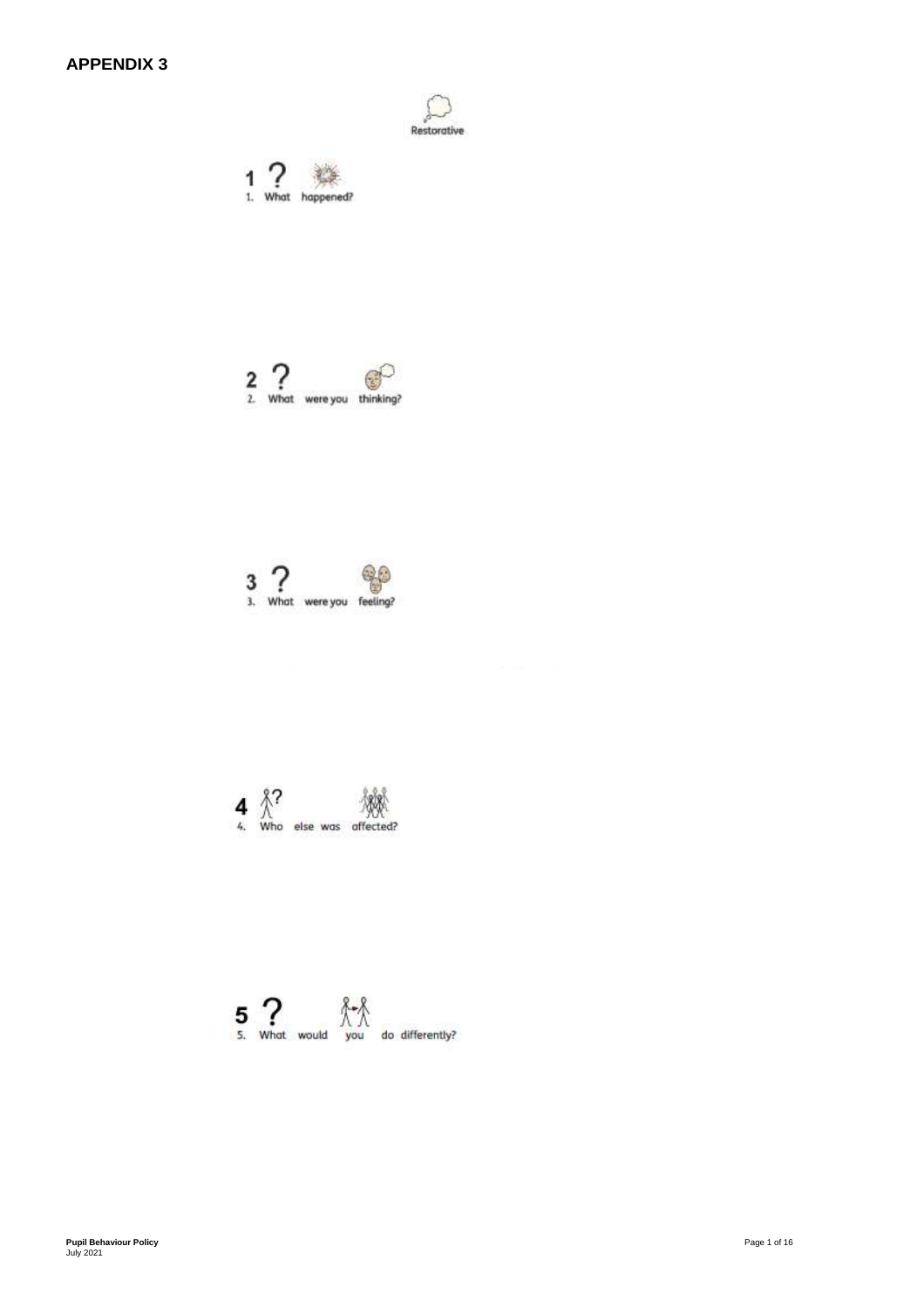## APPENDIX 3

Restorative

1. What happened?

2. What were you thinking?

3. What were you feeling?

4. Who else was affected?

5. What would you do differently?